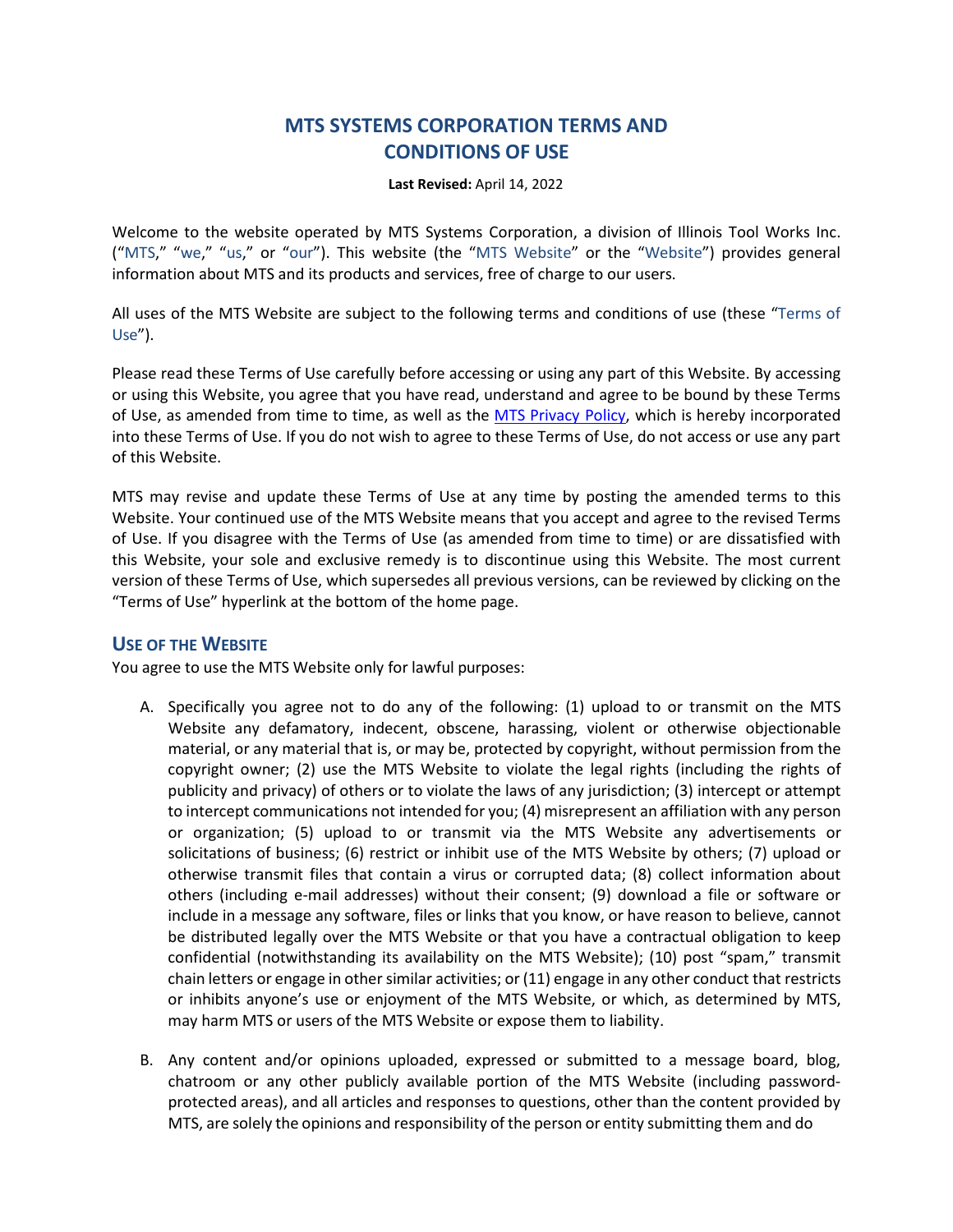# MTS SYSTEMS CORPORATION TERMS AND CONDITIONS OF USE

**Last Revised:** April 14, 2022

Welcome to the website operated by MTS Systems Corporation, a division of Illinois Tool Works Inc. ("MTS," "we," "us," or "our"). This website (the "MTS Website" or the "Website") provides general information about MTS and its products and services, free of charge to our users.

All uses of the MTS Website are subject to the following terms and conditions of use (these "Terms of Use").

Please read these Terms of Use carefully before accessing or using any part of this Website. By accessing or using this Website, you agree that you have read, understand and agree to be bound by these Terms of Use, as amended from time to time, as well as the MTS Privacy Policy, which is hereby incorporated into these Terms of Use. If you do not wish to agree to these Terms of Use, do not access or use any part of this Website.

MTS may revise and update these Terms of Use at any time by posting the amended terms to this Website. Your continued use of the MTS Website means that you accept and agree to the revised Terms of Use. If you disagree with the Terms of Use (as amended from time to time) or are dissatisfied with this Website, your sole and exclusive remedy is to discontinue using this Website. The most current version of these Terms of Use, which supersedes all previous versions, can be reviewed by clicking on the "Terms of Use" hyperlink at the bottom of the home page.

## USE OF THE WEBSITE

You agree to use the MTS Website only for lawful purposes:

A. Specifically you agree not to do any of the following: (1) upload to or transmit on the MTS Website any defamatory, indecent, obscene, harassing, violent or otherwise objectionable material, or any material that is, or may be, protected by copyright, without permission from the copyright owner; (2) use the MTS Website to violate the legal rights (including the rights of publicity and privacy) of others or to violate the laws of any jurisdiction; (3) intercept or attempt to intercept communications not intended for you; (4) misrepresent an affiliation with any person or organization; (5) upload to or transmit via the MTS Website any advertisements or solicitations of business; (6) restrict or inhibit use of the MTS Website by others; (7) upload or otherwise transmit files that contain a virus or corrupted data; (8) collect information about others (including e-mail addresses) without their consent; (9) download a file or software or include in a message any software, files or links that you know, or have reason to believe, cannot be distributed legally over the MTS Website or that you have a contractual obligation to keep confidential (notwithstanding its availability on the MTS Website); (10) post "spam," transmit chain letters or engage in other similar activities; or (11) engage in any other conduct that restricts or inhibits anyone's use or enjoyment of the MTS Website, or which, as determined by MTS, may harm MTS or users of the MTS Website or expose them to liability.

B. Any content and/or opinions uploaded, expressed or submitted to a message board, blog, chatroom or any other publicly available portion of the MTS Website (including password-protected areas), and all articles and responses to questions, other than the content provided by MTS, are solely the opinions and responsibility of the person or entity submitting them and do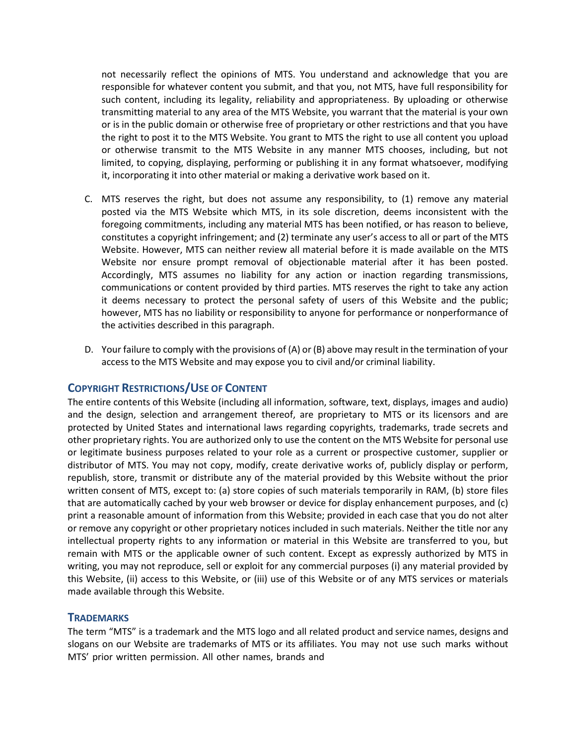not necessarily reflect the opinions of MTS. You understand and acknowledge that you are responsible for whatever content you submit, and that you, not MTS, have full responsibility for such content, including its legality, reliability and appropriateness. By uploading or otherwise transmitting material to any area of the MTS Website, you warrant that the material is your own or is in the public domain or otherwise free of proprietary or other restrictions and that you have the right to post it to the MTS Website. You grant to MTS the right to use all content you upload or otherwise transmit to the MTS Website in any manner MTS chooses, including, but not limited, to copying, displaying, performing or publishing it in any format whatsoever, modifying it, incorporating it into other material or making a derivative work based on it.

C. MTS reserves the right, but does not assume any responsibility, to (1) remove any material posted via the MTS Website which MTS, in its sole discretion, deems inconsistent with the foregoing commitments, including any material MTS has been notified, or has reason to believe, constitutes a copyright infringement; and (2) terminate any user's access to all or part of the MTS Website. However, MTS can neither review all material before it is made available on the MTS Website nor ensure prompt removal of objectionable material after it has been posted. Accordingly, MTS assumes no liability for any action or inaction regarding transmissions, communications or content provided by third parties. MTS reserves the right to take any action it deems necessary to protect the personal safety of users of this Website and the public; however, MTS has no liability or responsibility to anyone for performance or nonperformance of the activities described in this paragraph.

D. Your failure to comply with the provisions of (A) or (B) above may result in the termination of your access to the MTS Website and may expose you to civil and/or criminal liability.

## COPYRIGHT RESTRICTIONS/USE OF CONTENT

The entire contents of this Website (including all information, software, text, displays, images and audio) and the design, selection and arrangement thereof, are proprietary to MTS or its licensors and are protected by United States and international laws regarding copyrights, trademarks, trade secrets and other proprietary rights. You are authorized only to use the content on the MTS Website for personal use or legitimate business purposes related to your role as a current or prospective customer, supplier or distributor of MTS. You may not copy, modify, create derivative works of, publicly display or perform, republish, store, transmit or distribute any of the material provided by this Website without the prior written consent of MTS, except to: (a) store copies of such materials temporarily in RAM, (b) store files that are automatically cached by your web browser or device for display enhancement purposes, and (c) print a reasonable amount of information from this Website; provided in each case that you do not alter or remove any copyright or other proprietary notices included in such materials. Neither the title nor any intellectual property rights to any information or material in this Website are transferred to you, but remain with MTS or the applicable owner of such content. Except as expressly authorized by MTS in writing, you may not reproduce, sell or exploit for any commercial purposes (i) any material provided by this Website, (ii) access to this Website, or (iii) use of this Website or of any MTS services or materials made available through this Website.

## TRADEMARKS

The term "MTS" is a trademark and the MTS logo and all related product and service names, designs and slogans on our Website are trademarks of MTS or its affiliates. You may not use such marks without MTS' prior written permission. All other names, brands and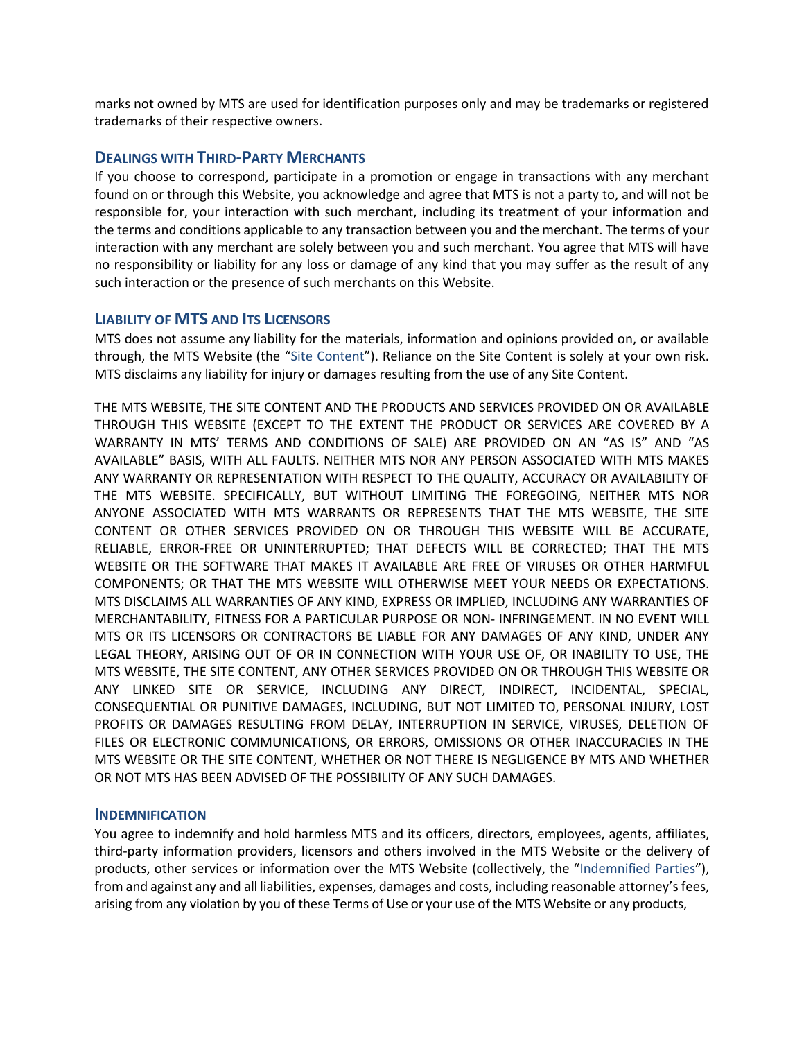marks not owned by MTS are used for identification purposes only and may be trademarks or registered trademarks of their respective owners.

## Dealings with Third-Party Merchants

If you choose to correspond, participate in a promotion or engage in transactions with any merchant found on or through this Website, you acknowledge and agree that MTS is not a party to, and will not be responsible for, your interaction with such merchant, including its treatment of your information and the terms and conditions applicable to any transaction between you and the merchant. The terms of your interaction with any merchant are solely between you and such merchant. You agree that MTS will have no responsibility or liability for any loss or damage of any kind that you may suffer as the result of any such interaction or the presence of such merchants on this Website.

## Liability of MTS and Its Licensors

MTS does not assume any liability for the materials, information and opinions provided on, or available through, the MTS Website (the "Site Content"). Reliance on the Site Content is solely at your own risk. MTS disclaims any liability for injury or damages resulting from the use of any Site Content.

THE MTS WEBSITE, THE SITE CONTENT AND THE PRODUCTS AND SERVICES PROVIDED ON OR AVAILABLE THROUGH THIS WEBSITE (EXCEPT TO THE EXTENT THE PRODUCT OR SERVICES ARE COVERED BY A WARRANTY IN MTS' TERMS AND CONDITIONS OF SALE) ARE PROVIDED ON AN "AS IS" AND "AS AVAILABLE" BASIS, WITH ALL FAULTS. NEITHER MTS NOR ANY PERSON ASSOCIATED WITH MTS MAKES ANY WARRANTY OR REPRESENTATION WITH RESPECT TO THE QUALITY, ACCURACY OR AVAILABILITY OF THE MTS WEBSITE. SPECIFICALLY, BUT WITHOUT LIMITING THE FOREGOING, NEITHER MTS NOR ANYONE ASSOCIATED WITH MTS WARRANTS OR REPRESENTS THAT THE MTS WEBSITE, THE SITE CONTENT OR OTHER SERVICES PROVIDED ON OR THROUGH THIS WEBSITE WILL BE ACCURATE, RELIABLE, ERROR-FREE OR UNINTERRUPTED; THAT DEFECTS WILL BE CORRECTED; THAT THE MTS WEBSITE OR THE SOFTWARE THAT MAKES IT AVAILABLE ARE FREE OF VIRUSES OR OTHER HARMFUL COMPONENTS; OR THAT THE MTS WEBSITE WILL OTHERWISE MEET YOUR NEEDS OR EXPECTATIONS. MTS DISCLAIMS ALL WARRANTIES OF ANY KIND, EXPRESS OR IMPLIED, INCLUDING ANY WARRANTIES OF MERCHANTABILITY, FITNESS FOR A PARTICULAR PURPOSE OR NON- INFRINGEMENT. IN NO EVENT WILL MTS OR ITS LICENSORS OR CONTRACTORS BE LIABLE FOR ANY DAMAGES OF ANY KIND, UNDER ANY LEGAL THEORY, ARISING OUT OF OR IN CONNECTION WITH YOUR USE OF, OR INABILITY TO USE, THE MTS WEBSITE, THE SITE CONTENT, ANY OTHER SERVICES PROVIDED ON OR THROUGH THIS WEBSITE OR ANY LINKED SITE OR SERVICE, INCLUDING ANY DIRECT, INDIRECT, INCIDENTAL, SPECIAL, CONSEQUENTIAL OR PUNITIVE DAMAGES, INCLUDING, BUT NOT LIMITED TO, PERSONAL INJURY, LOST PROFITS OR DAMAGES RESULTING FROM DELAY, INTERRUPTION IN SERVICE, VIRUSES, DELETION OF FILES OR ELECTRONIC COMMUNICATIONS, OR ERRORS, OMISSIONS OR OTHER INACCURACIES IN THE MTS WEBSITE OR THE SITE CONTENT, WHETHER OR NOT THERE IS NEGLIGENCE BY MTS AND WHETHER OR NOT MTS HAS BEEN ADVISED OF THE POSSIBILITY OF ANY SUCH DAMAGES.

## Indemnification

You agree to indemnify and hold harmless MTS and its officers, directors, employees, agents, affiliates, third-party information providers, licensors and others involved in the MTS Website or the delivery of products, other services or information over the MTS Website (collectively, the "Indemnified Parties"), from and against any and all liabilities, expenses, damages and costs, including reasonable attorney's fees, arising from any violation by you of these Terms of Use or your use of the MTS Website or any products,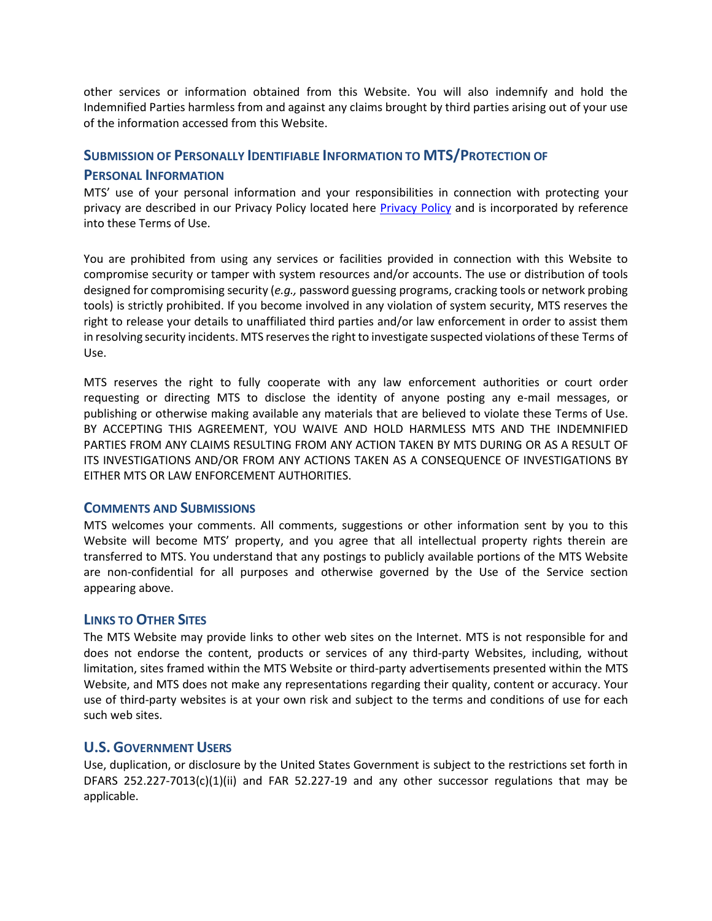other services or information obtained from this Website. You will also indemnify and hold the Indemnified Parties harmless from and against any claims brought by third parties arising out of your use of the information accessed from this Website.

## Submission of Personally Identifiable Information to MTS/Protection of Personal Information

MTS' use of your personal information and your responsibilities in connection with protecting your privacy are described in our Privacy Policy located here [Privacy Policy] and is incorporated by reference into these Terms of Use.

You are prohibited from using any services or facilities provided in connection with this Website to compromise security or tamper with system resources and/or accounts. The use or distribution of tools designed for compromising security (*e.g.,* password guessing programs, cracking tools or network probing tools) is strictly prohibited. If you become involved in any violation of system security, MTS reserves the right to release your details to unaffiliated third parties and/or law enforcement in order to assist them in resolving security incidents. MTS reserves the right to investigate suspected violations of these Terms of Use.

MTS reserves the right to fully cooperate with any law enforcement authorities or court order requesting or directing MTS to disclose the identity of anyone posting any e-mail messages, or publishing or otherwise making available any materials that are believed to violate these Terms of Use. BY ACCEPTING THIS AGREEMENT, YOU WAIVE AND HOLD HARMLESS MTS AND THE INDEMNIFIED PARTIES FROM ANY CLAIMS RESULTING FROM ANY ACTION TAKEN BY MTS DURING OR AS A RESULT OF ITS INVESTIGATIONS AND/OR FROM ANY ACTIONS TAKEN AS A CONSEQUENCE OF INVESTIGATIONS BY EITHER MTS OR LAW ENFORCEMENT AUTHORITIES.

## Comments and Submissions

MTS welcomes your comments. All comments, suggestions or other information sent by you to this Website will become MTS' property, and you agree that all intellectual property rights therein are transferred to MTS. You understand that any postings to publicly available portions of the MTS Website are non-confidential for all purposes and otherwise governed by the Use of the Service section appearing above.

## Links to Other Sites

The MTS Website may provide links to other web sites on the Internet. MTS is not responsible for and does not endorse the content, products or services of any third-party Websites, including, without limitation, sites framed within the MTS Website or third-party advertisements presented within the MTS Website, and MTS does not make any representations regarding their quality, content or accuracy. Your use of third-party websites is at your own risk and subject to the terms and conditions of use for each such web sites.

## U.S. Government Users

Use, duplication, or disclosure by the United States Government is subject to the restrictions set forth in DFARS 252.227-7013(c)(1)(ii) and FAR 52.227-19 and any other successor regulations that may be applicable.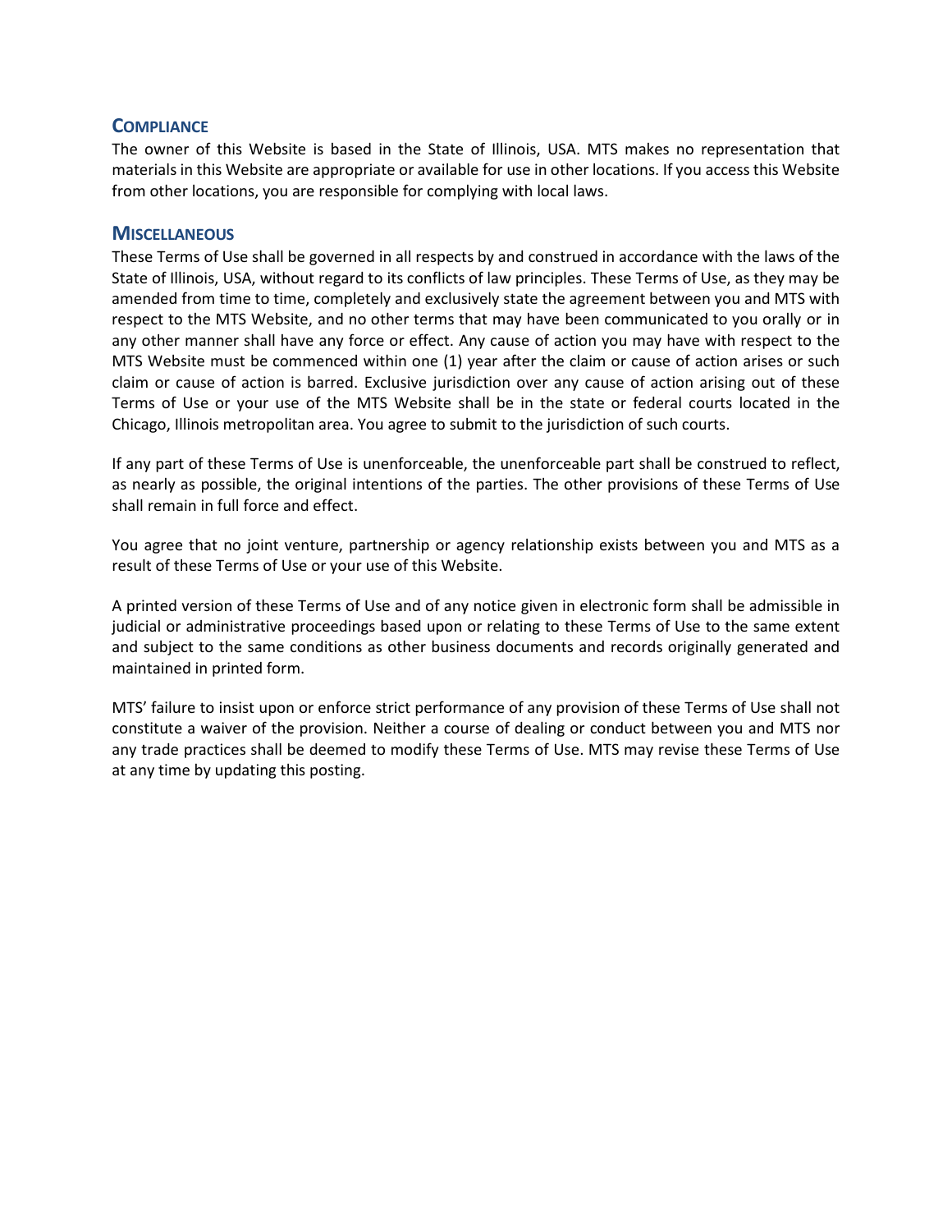## Compliance

The owner of this Website is based in the State of Illinois, USA. MTS makes no representation that materials in this Website are appropriate or available for use in other locations. If you access this Website from other locations, you are responsible for complying with local laws.

## Miscellaneous

These Terms of Use shall be governed in all respects by and construed in accordance with the laws of the State of Illinois, USA, without regard to its conflicts of law principles. These Terms of Use, as they may be amended from time to time, completely and exclusively state the agreement between you and MTS with respect to the MTS Website, and no other terms that may have been communicated to you orally or in any other manner shall have any force or effect. Any cause of action you may have with respect to the MTS Website must be commenced within one (1) year after the claim or cause of action arises or such claim or cause of action is barred. Exclusive jurisdiction over any cause of action arising out of these Terms of Use or your use of the MTS Website shall be in the state or federal courts located in the Chicago, Illinois metropolitan area. You agree to submit to the jurisdiction of such courts.

If any part of these Terms of Use is unenforceable, the unenforceable part shall be construed to reflect, as nearly as possible, the original intentions of the parties. The other provisions of these Terms of Use shall remain in full force and effect.

You agree that no joint venture, partnership or agency relationship exists between you and MTS as a result of these Terms of Use or your use of this Website.

A printed version of these Terms of Use and of any notice given in electronic form shall be admissible in judicial or administrative proceedings based upon or relating to these Terms of Use to the same extent and subject to the same conditions as other business documents and records originally generated and maintained in printed form.

MTS' failure to insist upon or enforce strict performance of any provision of these Terms of Use shall not constitute a waiver of the provision. Neither a course of dealing or conduct between you and MTS nor any trade practices shall be deemed to modify these Terms of Use. MTS may revise these Terms of Use at any time by updating this posting.